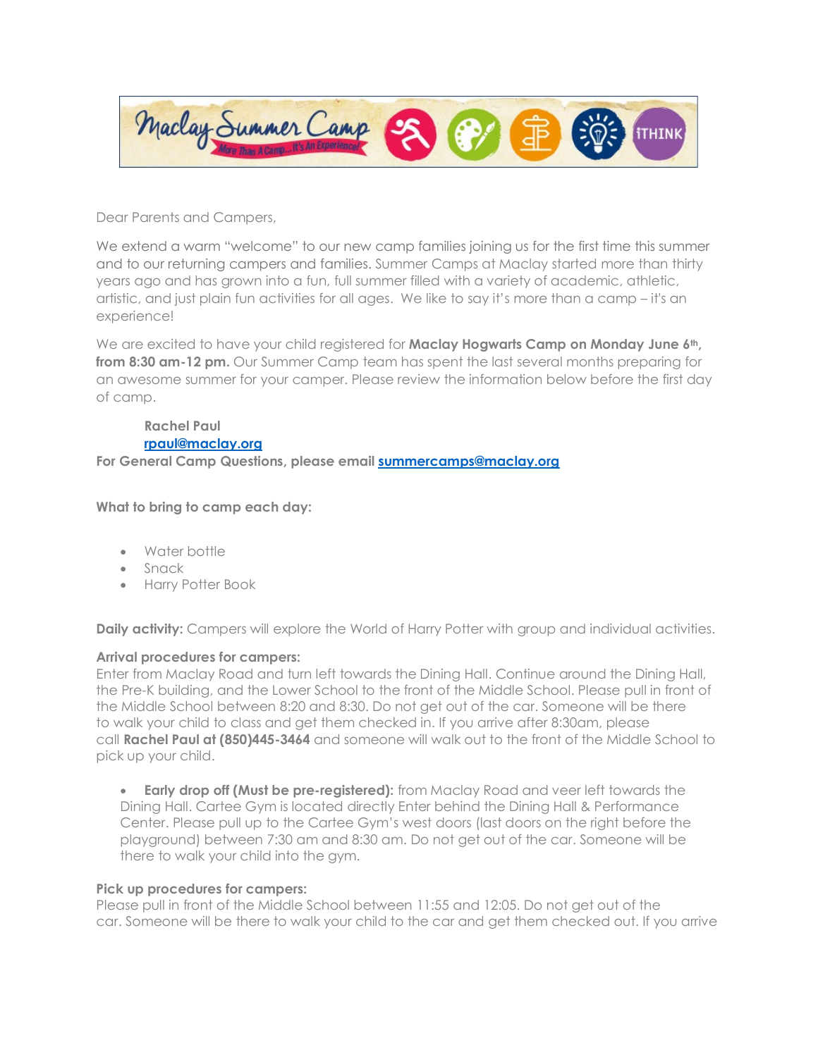Dear Parents and Campers,

We extend a warm "welcome" to our new camp families joining us for the first time this summer and to our returning campers and families. Summer Camps at Maclay started more than thirty years ago and has grown into a fun, full summer filled with a variety of academic, athletic, artistic, and just plain fun activities for all ages. We like to say it's more than a camp – it's an experience!

We are excited to have your child registered for **Maclay Hogwarts Camp on Monday June 6th, from 8:30 am-12 pm.** Our Summer Camp team has spent the last several months preparing for an awesome summer for your camper. Please review the information below before the first day of camp.

> **Rachel Paul**
> **rpaul@maclay.org**

**For General Camp Questions, please email summercamps@maclay.org**

**What to bring to camp each day:**

- Water bottle
- Snack
- Harry Potter Book

**Daily activity:** Campers will explore the World of Harry Potter with group and individual activities.

**Arrival procedures for campers:**
Enter from Maclay Road and turn left towards the Dining Hall. Continue around the Dining Hall, the Pre-K building, and the Lower School to the front of the Middle School. Please pull in front of the Middle School between 8:20 and 8:30. Do not get out of the car. Someone will be there to walk your child to class and get them checked in. If you arrive after 8:30am, please call **Rachel Paul at (850)445-3464** and someone will walk out to the front of the Middle School to pick up your child.

- **Early drop off (Must be pre-registered):** from Maclay Road and veer left towards the Dining Hall. Cartee Gym is located directly Enter behind the Dining Hall & Performance Center. Please pull up to the Cartee Gym's west doors (last doors on the right before the playground) between 7:30 am and 8:30 am. Do not get out of the car. Someone will be there to walk your child into the gym.

**Pick up procedures for campers:**
Please pull in front of the Middle School between 11:55 and 12:05. Do not get out of the car. Someone will be there to walk your child to the car and get them checked out. If you arrive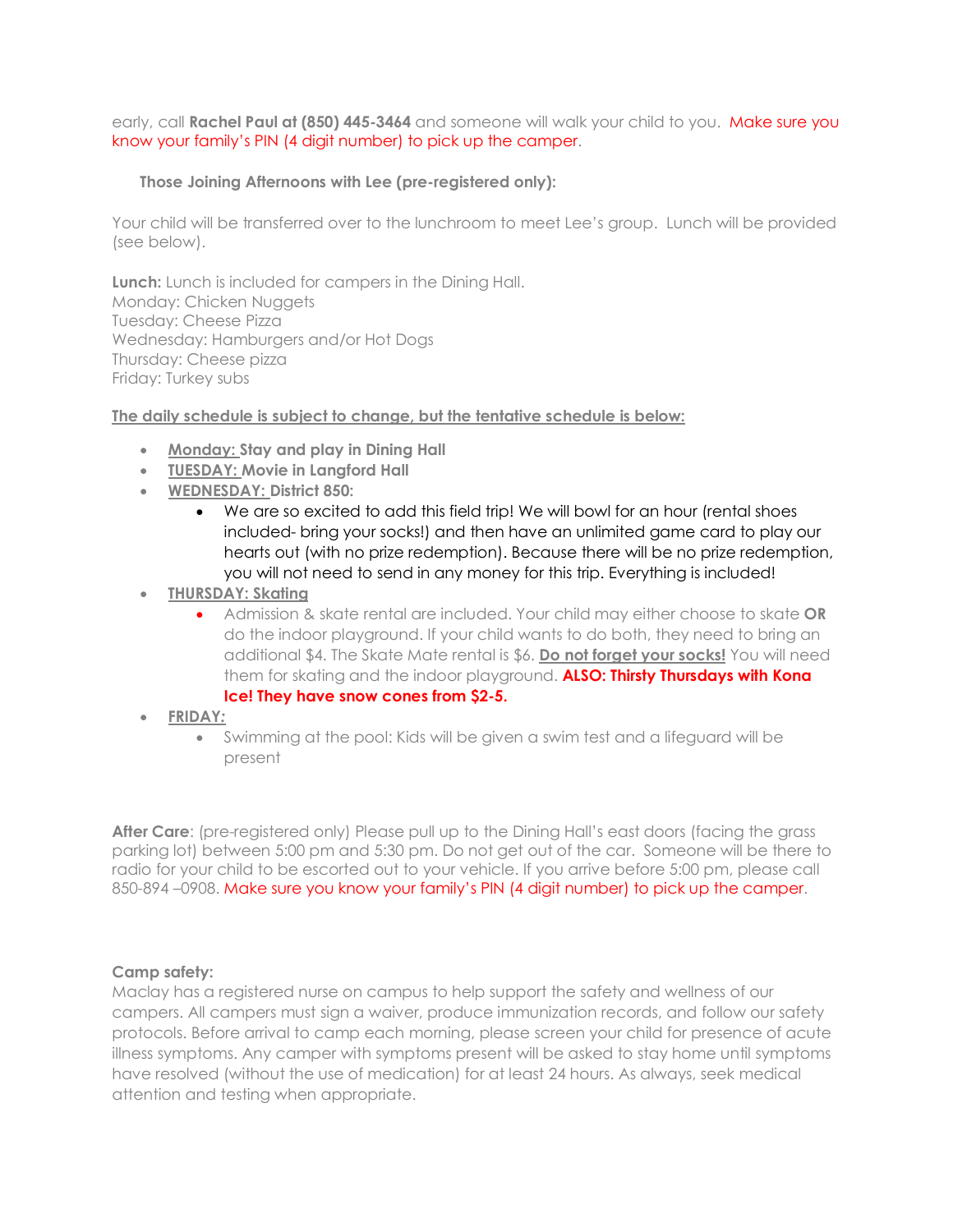early, call **Rachel Paul at (850) 445-3464** and someone will walk your child to you. Make sure you know your family's PIN (4 digit number) to pick up the camper.

**Those Joining Afternoons with Lee (pre-registered only):**

Your child will be transferred over to the lunchroom to meet Lee's group. Lunch will be provided (see below).

**Lunch:** Lunch is included for campers in the Dining Hall.
Monday: Chicken Nuggets
Tuesday: Cheese Pizza
Wednesday: Hamburgers and/or Hot Dogs
Thursday: Cheese pizza
Friday: Turkey subs

**The daily schedule is subject to change, but the tentative schedule is below:**

- **Monday: Stay and play in Dining Hall**
- **TUESDAY: Movie in Langford Hall**
- **WEDNESDAY: District 850:**
  - We are so excited to add this field trip! We will bowl for an hour (rental shoes included- bring your socks!) and then have an unlimited game card to play our hearts out (with no prize redemption). Because there will be no prize redemption, you will not need to send in any money for this trip. Everything is included!
- **THURSDAY: Skating**
  - Admission & skate rental are included. Your child may either choose to skate **OR** do the indoor playground. If your child wants to do both, they need to bring an additional $4. The Skate Mate rental is $6. **Do not forget your socks!** You will need them for skating and the indoor playground. **ALSO: Thirsty Thursdays with Kona Ice! They have snow cones from $2-5.**
- **FRIDAY:**
  - Swimming at the pool: Kids will be given a swim test and a lifeguard will be present

**After Care**: (pre-registered only) Please pull up to the Dining Hall's east doors (facing the grass parking lot) between 5:00 pm and 5:30 pm. Do not get out of the car. Someone will be there to radio for your child to be escorted out to your vehicle. If you arrive before 5:00 pm, please call 850-894 –0908. Make sure you know your family's PIN (4 digit number) to pick up the camper.

**Camp safety:**
Maclay has a registered nurse on campus to help support the safety and wellness of our campers. All campers must sign a waiver, produce immunization records, and follow our safety protocols. Before arrival to camp each morning, please screen your child for presence of acute illness symptoms. Any camper with symptoms present will be asked to stay home until symptoms have resolved (without the use of medication) for at least 24 hours. As always, seek medical attention and testing when appropriate.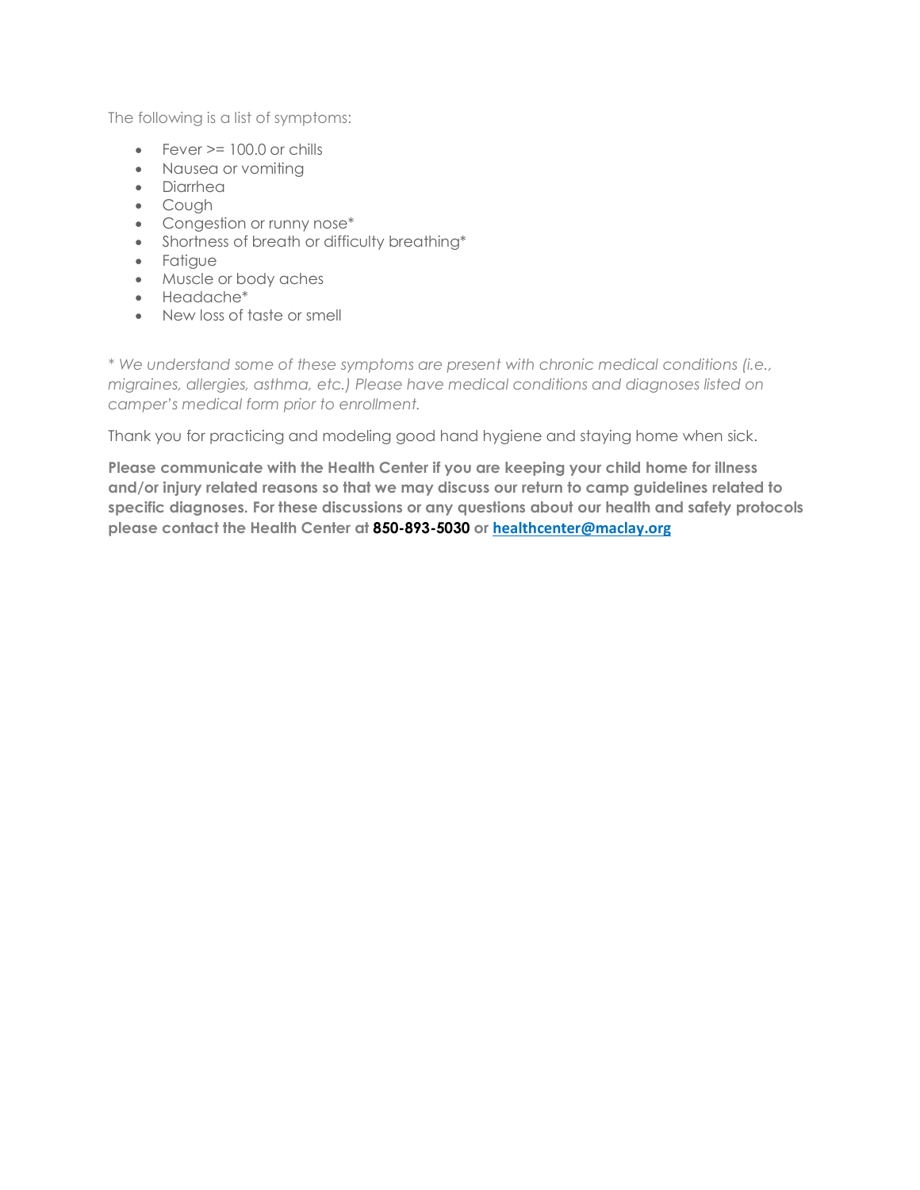The following is a list of symptoms:

- Fever >= 100.0 or chills
- Nausea or vomiting
- Diarrhea
- Cough
- Congestion or runny nose*
- Shortness of breath or difficulty breathing*
- Fatigue
- Muscle or body aches
- Headache*
- New loss of taste or smell

*\* We understand some of these symptoms are present with chronic medical conditions (i.e., migraines, allergies, asthma, etc.) Please have medical conditions and diagnoses listed on camper's medical form prior to enrollment.*

Thank you for practicing and modeling good hand hygiene and staying home when sick.

**Please communicate with the Health Center if you are keeping your child home for illness and/or injury related reasons so that we may discuss our return to camp guidelines related to specific diagnoses. For these discussions or any questions about our health and safety protocols please contact the Health Center at 850-893-5030 or healthcenter@maclay.org**